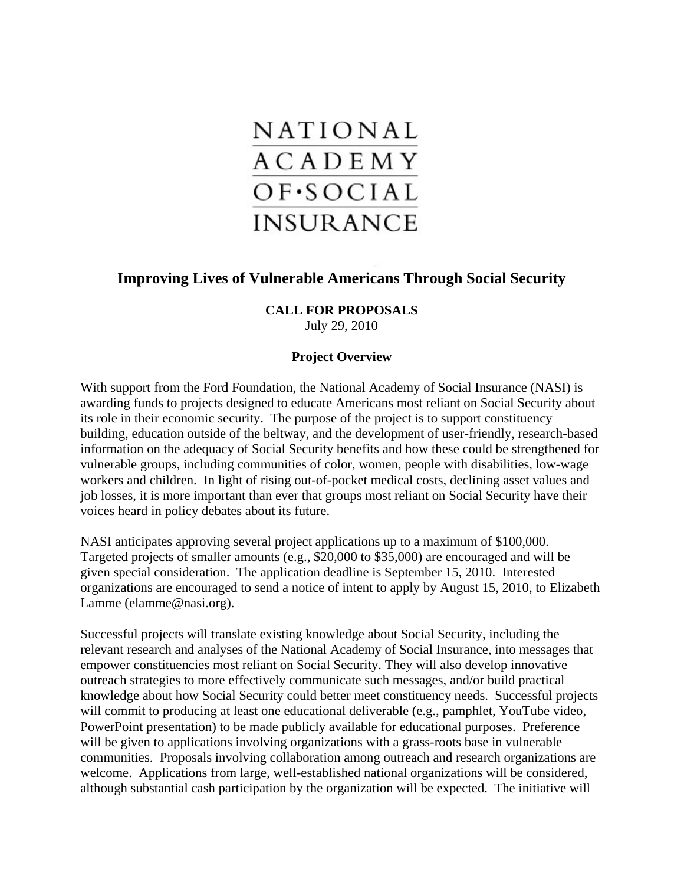NATIONAL ACADEMY OF·SOCIAL INSURANCE

# Improving Lives of Vulnerable Americans Through Social Security

**CALL FOR PROPOSALS**
July 29, 2010

## Project Overview

With support from the Ford Foundation, the National Academy of Social Insurance (NASI) is awarding funds to projects designed to educate Americans most reliant on Social Security about its role in their economic security. The purpose of the project is to support constituency building, education outside of the beltway, and the development of user-friendly, research-based information on the adequacy of Social Security benefits and how these could be strengthened for vulnerable groups, including communities of color, women, people with disabilities, low-wage workers and children. In light of rising out-of-pocket medical costs, declining asset values and job losses, it is more important than ever that groups most reliant on Social Security have their voices heard in policy debates about its future.

NASI anticipates approving several project applications up to a maximum of $100,000. Targeted projects of smaller amounts (e.g., $20,000 to $35,000) are encouraged and will be given special consideration. The application deadline is September 15, 2010. Interested organizations are encouraged to send a notice of intent to apply by August 15, 2010, to Elizabeth Lamme (elamme@nasi.org).

Successful projects will translate existing knowledge about Social Security, including the relevant research and analyses of the National Academy of Social Insurance, into messages that empower constituencies most reliant on Social Security. They will also develop innovative outreach strategies to more effectively communicate such messages, and/or build practical knowledge about how Social Security could better meet constituency needs. Successful projects will commit to producing at least one educational deliverable (e.g., pamphlet, YouTube video, PowerPoint presentation) to be made publicly available for educational purposes. Preference will be given to applications involving organizations with a grass-roots base in vulnerable communities. Proposals involving collaboration among outreach and research organizations are welcome. Applications from large, well-established national organizations will be considered, although substantial cash participation by the organization will be expected. The initiative will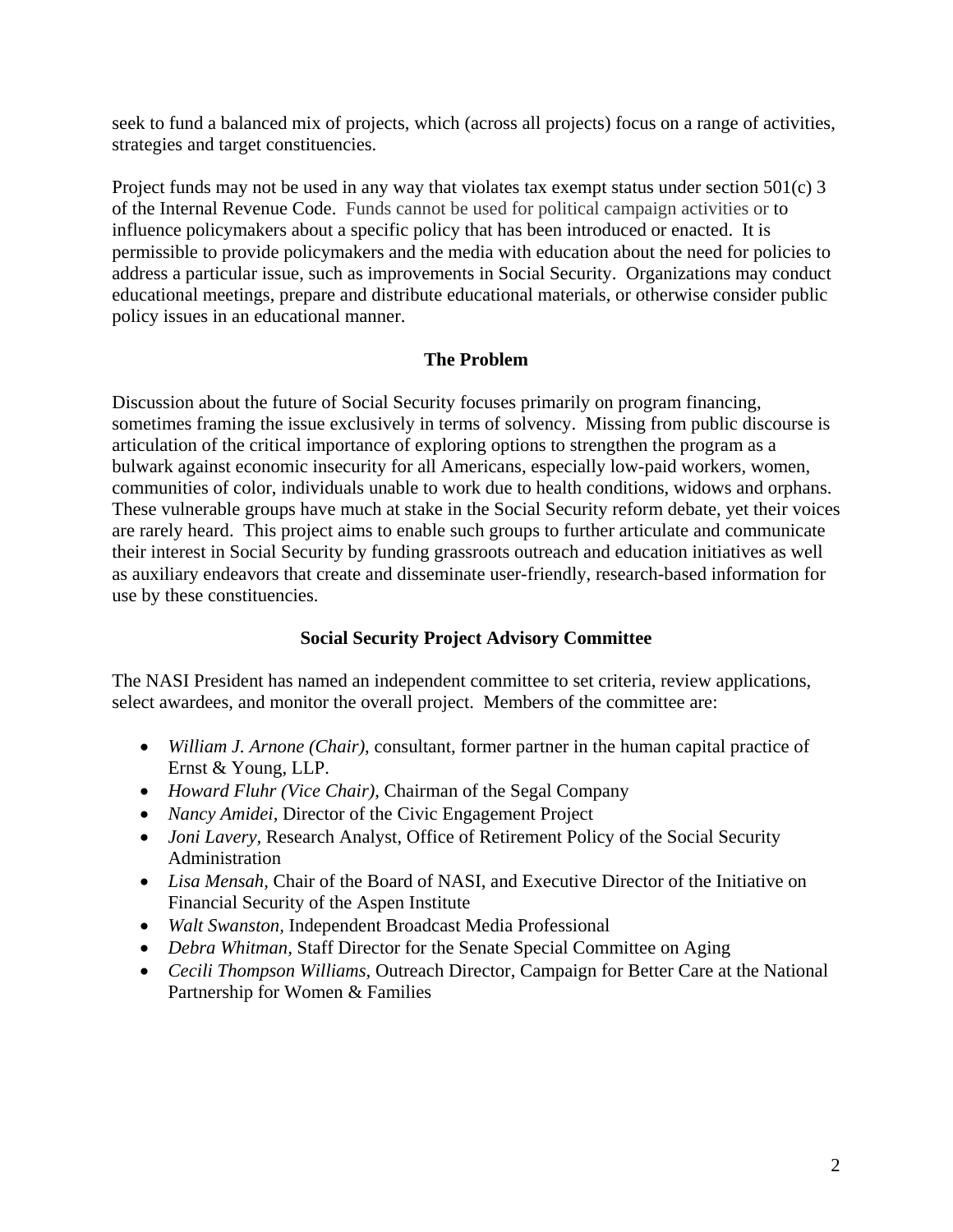seek to fund a balanced mix of projects, which (across all projects) focus on a range of activities, strategies and target constituencies.

Project funds may not be used in any way that violates tax exempt status under section 501(c) 3 of the Internal Revenue Code. Funds cannot be used for political campaign activities or to influence policymakers about a specific policy that has been introduced or enacted. It is permissible to provide policymakers and the media with education about the need for policies to address a particular issue, such as improvements in Social Security. Organizations may conduct educational meetings, prepare and distribute educational materials, or otherwise consider public policy issues in an educational manner.

## The Problem

Discussion about the future of Social Security focuses primarily on program financing, sometimes framing the issue exclusively in terms of solvency. Missing from public discourse is articulation of the critical importance of exploring options to strengthen the program as a bulwark against economic insecurity for all Americans, especially low-paid workers, women, communities of color, individuals unable to work due to health conditions, widows and orphans. These vulnerable groups have much at stake in the Social Security reform debate, yet their voices are rarely heard. This project aims to enable such groups to further articulate and communicate their interest in Social Security by funding grassroots outreach and education initiatives as well as auxiliary endeavors that create and disseminate user-friendly, research-based information for use by these constituencies.

## Social Security Project Advisory Committee

The NASI President has named an independent committee to set criteria, review applications, select awardees, and monitor the overall project. Members of the committee are:

- *William J. Arnone (Chair)*, consultant, former partner in the human capital practice of Ernst & Young, LLP.
- *Howard Fluhr (Vice Chair),* Chairman of the Segal Company
- *Nancy Amidei,* Director of the Civic Engagement Project
- *Joni Lavery,* Research Analyst, Office of Retirement Policy of the Social Security Administration
- *Lisa Mensah,* Chair of the Board of NASI, and Executive Director of the Initiative on Financial Security of the Aspen Institute
- *Walt Swanston,* Independent Broadcast Media Professional
- *Debra Whitman,* Staff Director for the Senate Special Committee on Aging
- *Cecili Thompson Williams,* Outreach Director, Campaign for Better Care at the National Partnership for Women & Families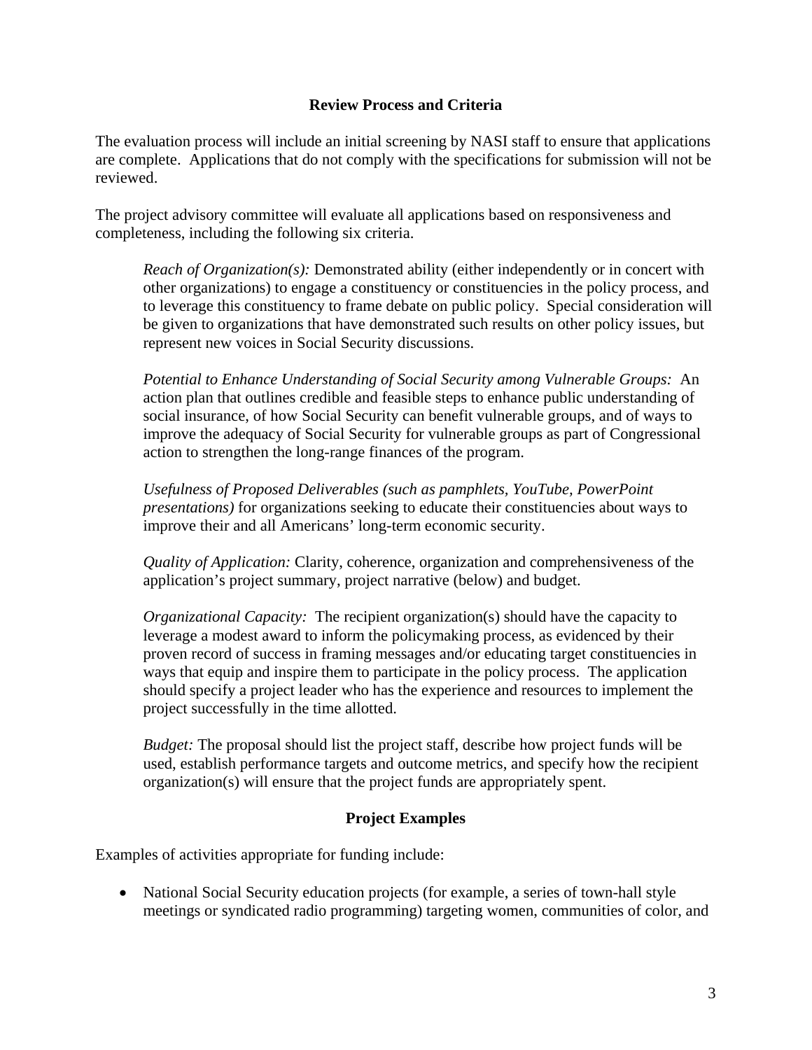## Review Process and Criteria

The evaluation process will include an initial screening by NASI staff to ensure that applications are complete. Applications that do not comply with the specifications for submission will not be reviewed.

The project advisory committee will evaluate all applications based on responsiveness and completeness, including the following six criteria.

*Reach of Organization(s):* Demonstrated ability (either independently or in concert with other organizations) to engage a constituency or constituencies in the policy process, and to leverage this constituency to frame debate on public policy. Special consideration will be given to organizations that have demonstrated such results on other policy issues, but represent new voices in Social Security discussions.

*Potential to Enhance Understanding of Social Security among Vulnerable Groups:* An action plan that outlines credible and feasible steps to enhance public understanding of social insurance, of how Social Security can benefit vulnerable groups, and of ways to improve the adequacy of Social Security for vulnerable groups as part of Congressional action to strengthen the long-range finances of the program.

*Usefulness of Proposed Deliverables (such as pamphlets, YouTube, PowerPoint presentations)* for organizations seeking to educate their constituencies about ways to improve their and all Americans' long-term economic security.

*Quality of Application:* Clarity, coherence, organization and comprehensiveness of the application's project summary, project narrative (below) and budget.

*Organizational Capacity:* The recipient organization(s) should have the capacity to leverage a modest award to inform the policymaking process, as evidenced by their proven record of success in framing messages and/or educating target constituencies in ways that equip and inspire them to participate in the policy process. The application should specify a project leader who has the experience and resources to implement the project successfully in the time allotted.

*Budget:* The proposal should list the project staff, describe how project funds will be used, establish performance targets and outcome metrics, and specify how the recipient organization(s) will ensure that the project funds are appropriately spent.

## Project Examples

Examples of activities appropriate for funding include:

- National Social Security education projects (for example, a series of town-hall style meetings or syndicated radio programming) targeting women, communities of color, and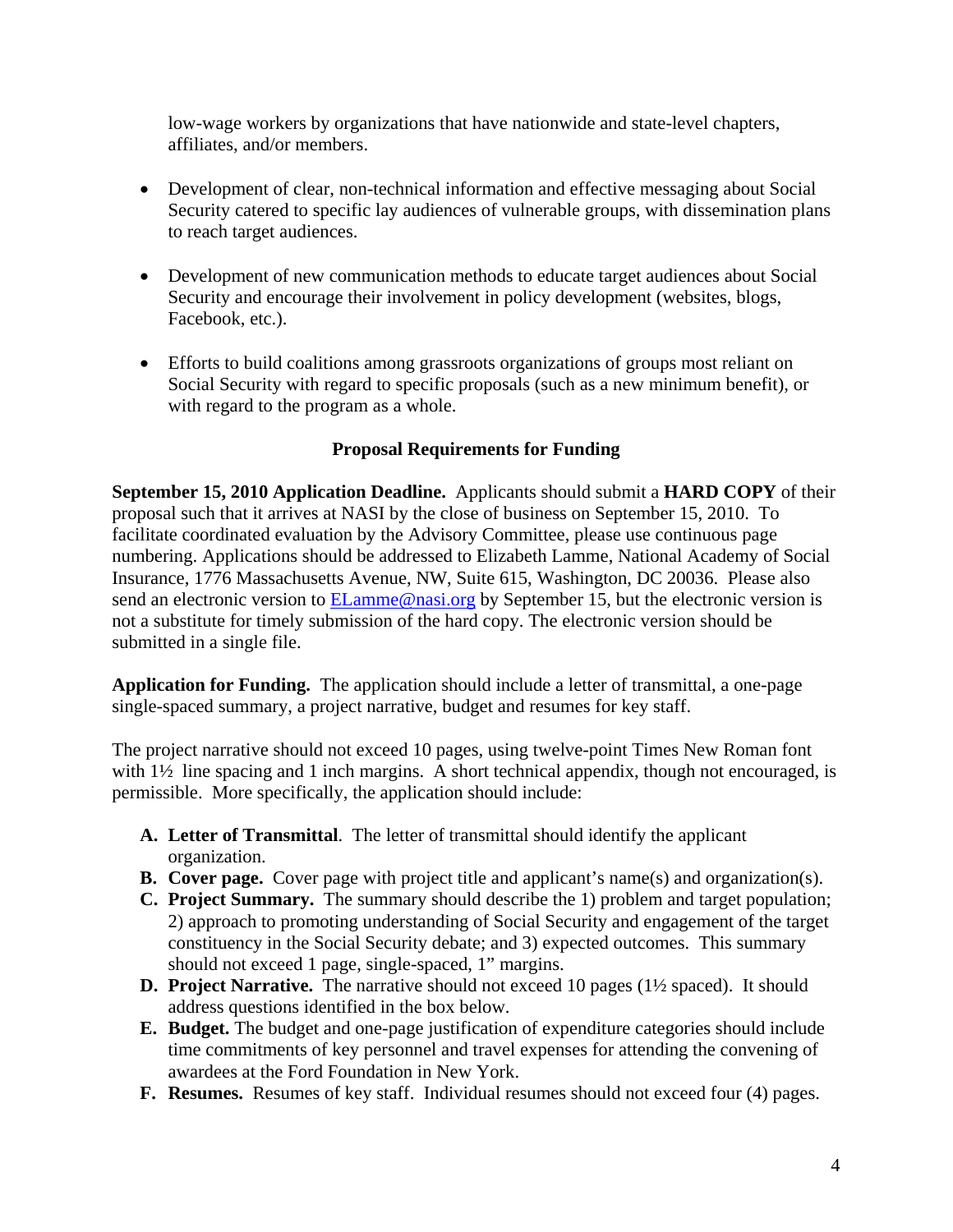low-wage workers by organizations that have nationwide and state-level chapters, affiliates, and/or members.

- Development of clear, non-technical information and effective messaging about Social Security catered to specific lay audiences of vulnerable groups, with dissemination plans to reach target audiences.

- Development of new communication methods to educate target audiences about Social Security and encourage their involvement in policy development (websites, blogs, Facebook, etc.).

- Efforts to build coalitions among grassroots organizations of groups most reliant on Social Security with regard to specific proposals (such as a new minimum benefit), or with regard to the program as a whole.

**Proposal Requirements for Funding**

**September 15, 2010 Application Deadline.** Applicants should submit a **HARD COPY** of their proposal such that it arrives at NASI by the close of business on September 15, 2010. To facilitate coordinated evaluation by the Advisory Committee, please use continuous page numbering. Applications should be addressed to Elizabeth Lamme, National Academy of Social Insurance, 1776 Massachusetts Avenue, NW, Suite 615, Washington, DC 20036. Please also send an electronic version to ELamme@nasi.org by September 15, but the electronic version is not a substitute for timely submission of the hard copy. The electronic version should be submitted in a single file.

**Application for Funding.** The application should include a letter of transmittal, a one-page single-spaced summary, a project narrative, budget and resumes for key staff.

The project narrative should not exceed 10 pages, using twelve-point Times New Roman font with 1½ line spacing and 1 inch margins. A short technical appendix, though not encouraged, is permissible. More specifically, the application should include:

A. **Letter of Transmittal**. The letter of transmittal should identify the applicant organization.
B. **Cover page.** Cover page with project title and applicant's name(s) and organization(s).
C. **Project Summary.** The summary should describe the 1) problem and target population; 2) approach to promoting understanding of Social Security and engagement of the target constituency in the Social Security debate; and 3) expected outcomes. This summary should not exceed 1 page, single-spaced, 1" margins.
D. **Project Narrative.** The narrative should not exceed 10 pages (1½ spaced). It should address questions identified in the box below.
E. **Budget.** The budget and one-page justification of expenditure categories should include time commitments of key personnel and travel expenses for attending the convening of awardees at the Ford Foundation in New York.
F. **Resumes.** Resumes of key staff. Individual resumes should not exceed four (4) pages.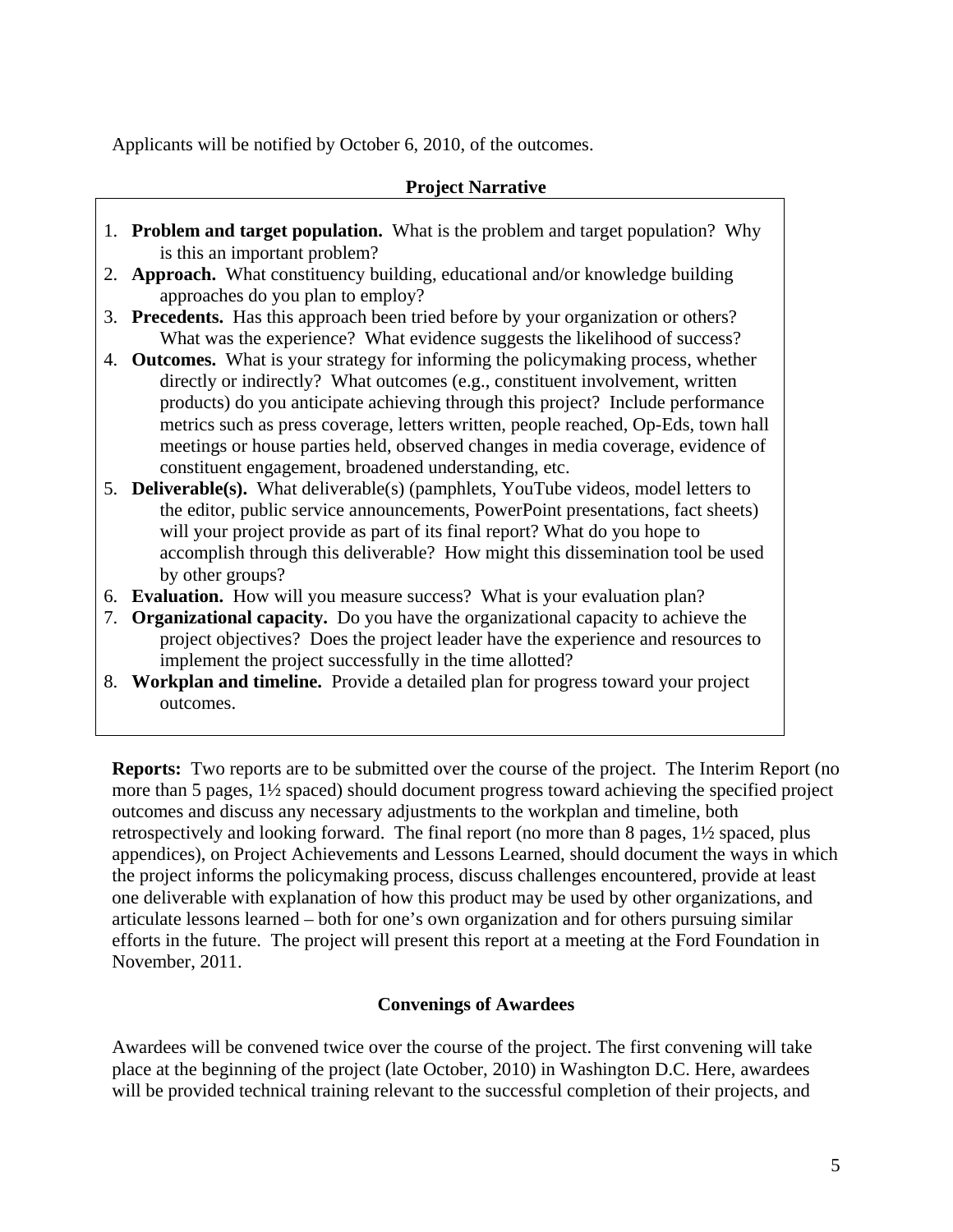Applicants will be notified by October 6, 2010, of the outcomes.

## Project Narrative

1. **Problem and target population.** What is the problem and target population? Why is this an important problem?
2. **Approach.** What constituency building, educational and/or knowledge building approaches do you plan to employ?
3. **Precedents.** Has this approach been tried before by your organization or others? What was the experience? What evidence suggests the likelihood of success?
4. **Outcomes.** What is your strategy for informing the policymaking process, whether directly or indirectly? What outcomes (e.g., constituent involvement, written products) do you anticipate achieving through this project? Include performance metrics such as press coverage, letters written, people reached, Op-Eds, town hall meetings or house parties held, observed changes in media coverage, evidence of constituent engagement, broadened understanding, etc.
5. **Deliverable(s).** What deliverable(s) (pamphlets, YouTube videos, model letters to the editor, public service announcements, PowerPoint presentations, fact sheets) will your project provide as part of its final report? What do you hope to accomplish through this deliverable? How might this dissemination tool be used by other groups?
6. **Evaluation.** How will you measure success? What is your evaluation plan?
7. **Organizational capacity.** Do you have the organizational capacity to achieve the project objectives? Does the project leader have the experience and resources to implement the project successfully in the time allotted?
8. **Workplan and timeline.** Provide a detailed plan for progress toward your project outcomes.

**Reports:** Two reports are to be submitted over the course of the project. The Interim Report (no more than 5 pages, 1½ spaced) should document progress toward achieving the specified project outcomes and discuss any necessary adjustments to the workplan and timeline, both retrospectively and looking forward. The final report (no more than 8 pages, 1½ spaced, plus appendices), on Project Achievements and Lessons Learned, should document the ways in which the project informs the policymaking process, discuss challenges encountered, provide at least one deliverable with explanation of how this product may be used by other organizations, and articulate lessons learned – both for one's own organization and for others pursuing similar efforts in the future. The project will present this report at a meeting at the Ford Foundation in November, 2011.

## Convenings of Awardees

Awardees will be convened twice over the course of the project. The first convening will take place at the beginning of the project (late October, 2010) in Washington D.C. Here, awardees will be provided technical training relevant to the successful completion of their projects, and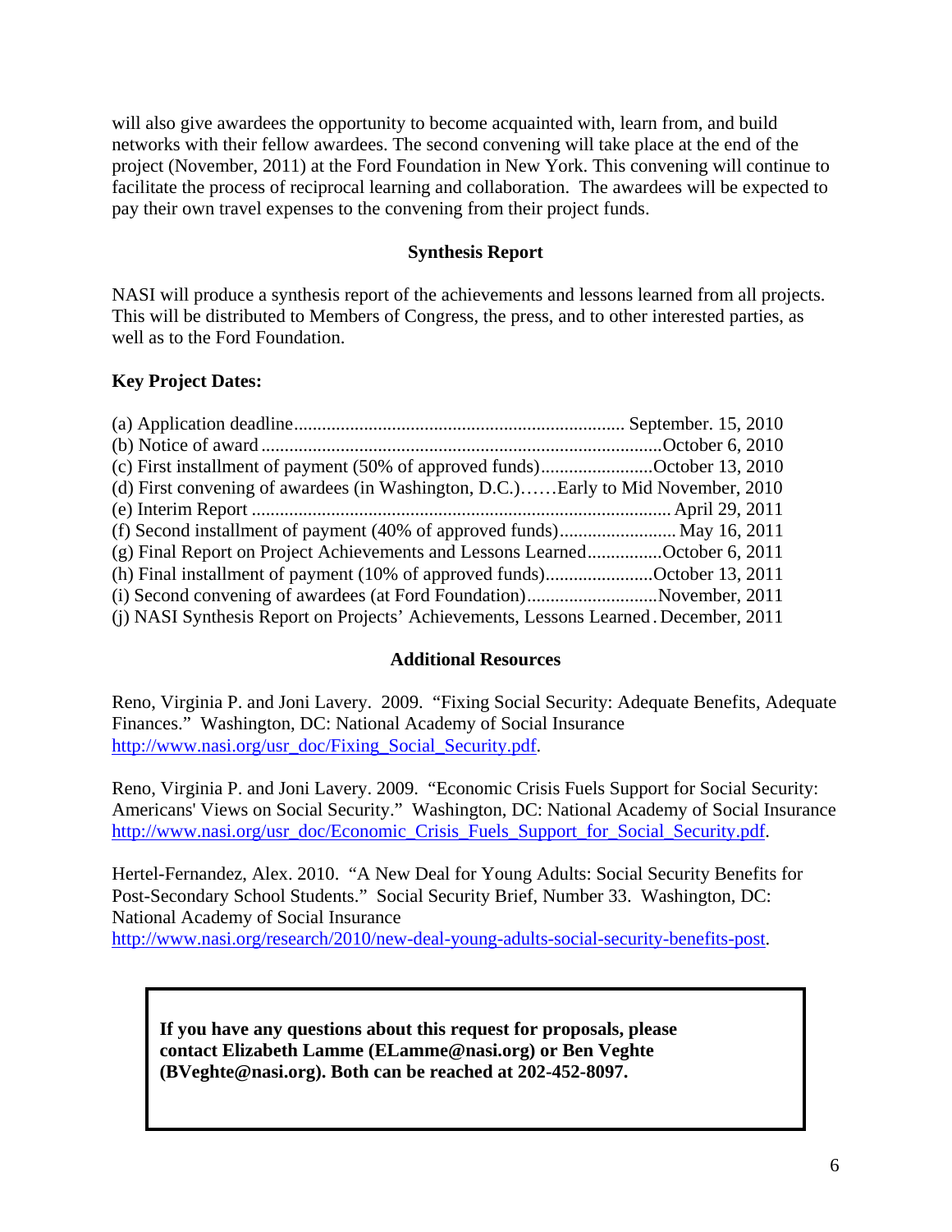will also give awardees the opportunity to become acquainted with, learn from, and build networks with their fellow awardees. The second convening will take place at the end of the project (November, 2011) at the Ford Foundation in New York. This convening will continue to facilitate the process of reciprocal learning and collaboration. The awardees will be expected to pay their own travel expenses to the convening from their project funds.

## Synthesis Report

NASI will produce a synthesis report of the achievements and lessons learned from all projects. This will be distributed to Members of Congress, the press, and to other interested parties, as well as to the Ford Foundation.

**Key Project Dates:**

(a) Application deadline....................................................................... September. 15, 2010
(b) Notice of award ........................................................................................October 6, 2010
(c) First installment of payment (50% of approved funds).........................October 13, 2010
(d) First convening of awardees (in Washington, D.C.)……Early to Mid November, 2010
(e) Interim Report ............................................................................................ April 29, 2011
(f) Second installment of payment (40% of approved funds)......................... May 16, 2011
(g) Final Report on Project Achievements and Lessons Learned................October 6, 2011
(h) Final installment of payment (10% of approved funds).......................October 13, 2011
(i) Second convening of awardees (at Ford Foundation)............................November, 2011
(j) NASI Synthesis Report on Projects' Achievements, Lessons Learned . December, 2011

## Additional Resources

Reno, Virginia P. and Joni Lavery. 2009. "Fixing Social Security: Adequate Benefits, Adequate Finances." Washington, DC: National Academy of Social Insurance http://www.nasi.org/usr_doc/Fixing_Social_Security.pdf.

Reno, Virginia P. and Joni Lavery. 2009. "Economic Crisis Fuels Support for Social Security: Americans' Views on Social Security." Washington, DC: National Academy of Social Insurance http://www.nasi.org/usr_doc/Economic_Crisis_Fuels_Support_for_Social_Security.pdf.

Hertel-Fernandez, Alex. 2010. "A New Deal for Young Adults: Social Security Benefits for Post-Secondary School Students." Social Security Brief, Number 33. Washington, DC: National Academy of Social Insurance http://www.nasi.org/research/2010/new-deal-young-adults-social-security-benefits-post.

**If you have any questions about this request for proposals, please contact Elizabeth Lamme (ELamme@nasi.org) or Ben Veghte (BVeghte@nasi.org). Both can be reached at 202-452-8097.**